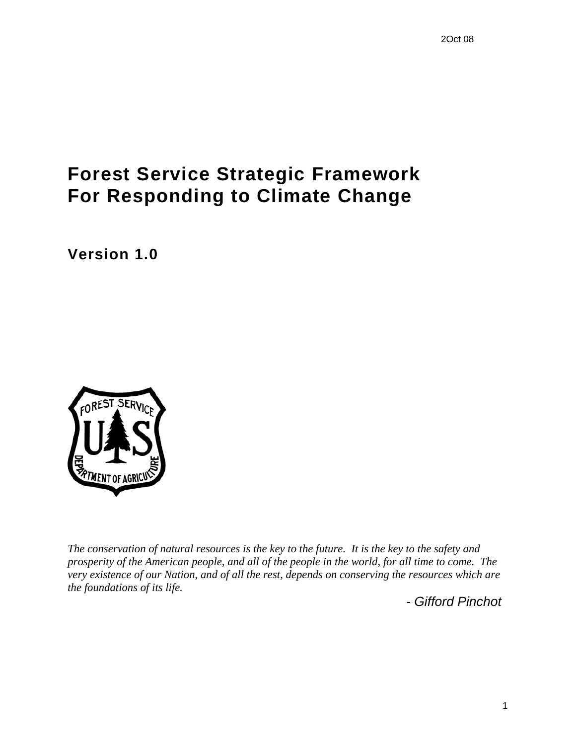2Oct 08

# Forest Service Strategic Framework For Responding to Climate Change

## Version 1.0

FOREST SERVICE U S DEPARTMENT OF AGRICULTURE

*The conservation of natural resources is the key to the future. It is the key to the safety and prosperity of the American people, and all of the people in the world, for all time to come. The very existence of our Nation, and of all the rest, depends on conserving the resources which are the foundations of its life.*

*- Gifford Pinchot*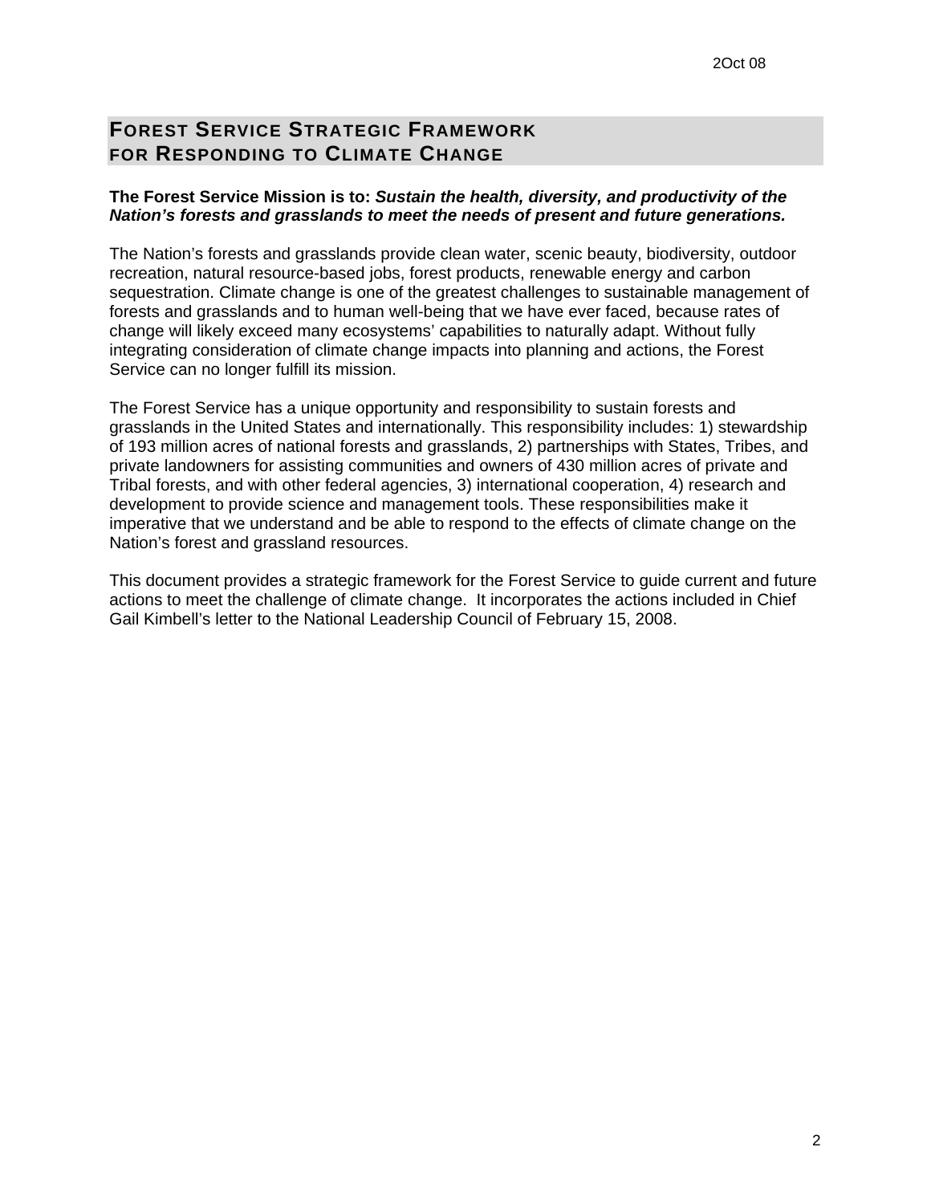2Oct 08

# Forest Service Strategic Framework for Responding to Climate Change

**The Forest Service Mission is to:** ***Sustain the health, diversity, and productivity of the Nation's forests and grasslands to meet the needs of present and future generations.***

The Nation's forests and grasslands provide clean water, scenic beauty, biodiversity, outdoor recreation, natural resource-based jobs, forest products, renewable energy and carbon sequestration. Climate change is one of the greatest challenges to sustainable management of forests and grasslands and to human well-being that we have ever faced, because rates of change will likely exceed many ecosystems' capabilities to naturally adapt. Without fully integrating consideration of climate change impacts into planning and actions, the Forest Service can no longer fulfill its mission.

The Forest Service has a unique opportunity and responsibility to sustain forests and grasslands in the United States and internationally. This responsibility includes: 1) stewardship of 193 million acres of national forests and grasslands, 2) partnerships with States, Tribes, and private landowners for assisting communities and owners of 430 million acres of private and Tribal forests, and with other federal agencies, 3) international cooperation, 4) research and development to provide science and management tools. These responsibilities make it imperative that we understand and be able to respond to the effects of climate change on the Nation's forest and grassland resources.

This document provides a strategic framework for the Forest Service to guide current and future actions to meet the challenge of climate change. It incorporates the actions included in Chief Gail Kimbell's letter to the National Leadership Council of February 15, 2008.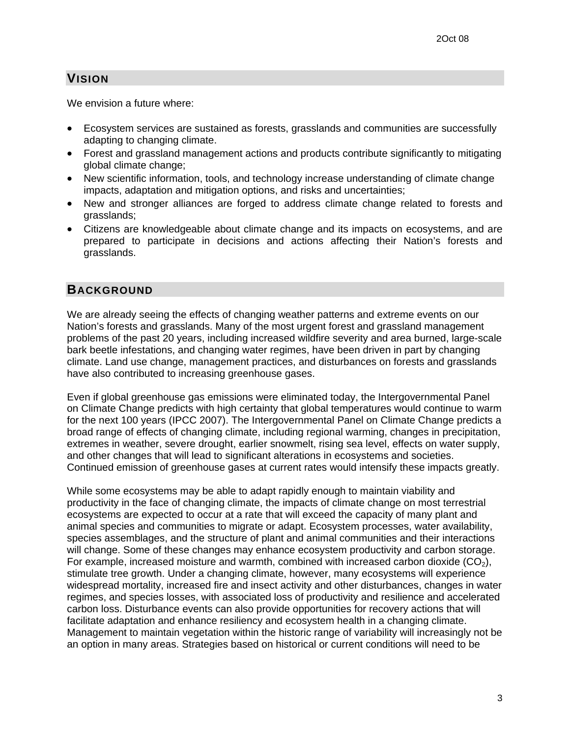## VISION

We envision a future where:

- Ecosystem services are sustained as forests, grasslands and communities are successfully adapting to changing climate.
- Forest and grassland management actions and products contribute significantly to mitigating global climate change;
- New scientific information, tools, and technology increase understanding of climate change impacts, adaptation and mitigation options, and risks and uncertainties;
- New and stronger alliances are forged to address climate change related to forests and grasslands;
- Citizens are knowledgeable about climate change and its impacts on ecosystems, and are prepared to participate in decisions and actions affecting their Nation's forests and grasslands.

## BACKGROUND

We are already seeing the effects of changing weather patterns and extreme events on our Nation's forests and grasslands. Many of the most urgent forest and grassland management problems of the past 20 years, including increased wildfire severity and area burned, large-scale bark beetle infestations, and changing water regimes, have been driven in part by changing climate. Land use change, management practices, and disturbances on forests and grasslands have also contributed to increasing greenhouse gases.

Even if global greenhouse gas emissions were eliminated today, the Intergovernmental Panel on Climate Change predicts with high certainty that global temperatures would continue to warm for the next 100 years (IPCC 2007). The Intergovernmental Panel on Climate Change predicts a broad range of effects of changing climate, including regional warming, changes in precipitation, extremes in weather, severe drought, earlier snowmelt, rising sea level, effects on water supply, and other changes that will lead to significant alterations in ecosystems and societies. Continued emission of greenhouse gases at current rates would intensify these impacts greatly.

While some ecosystems may be able to adapt rapidly enough to maintain viability and productivity in the face of changing climate, the impacts of climate change on most terrestrial ecosystems are expected to occur at a rate that will exceed the capacity of many plant and animal species and communities to migrate or adapt. Ecosystem processes, water availability, species assemblages, and the structure of plant and animal communities and their interactions will change. Some of these changes may enhance ecosystem productivity and carbon storage. For example, increased moisture and warmth, combined with increased carbon dioxide ($CO_2$), stimulate tree growth. Under a changing climate, however, many ecosystems will experience widespread mortality, increased fire and insect activity and other disturbances, changes in water regimes, and species losses, with associated loss of productivity and resilience and accelerated carbon loss. Disturbance events can also provide opportunities for recovery actions that will facilitate adaptation and enhance resiliency and ecosystem health in a changing climate. Management to maintain vegetation within the historic range of variability will increasingly not be an option in many areas. Strategies based on historical or current conditions will need to be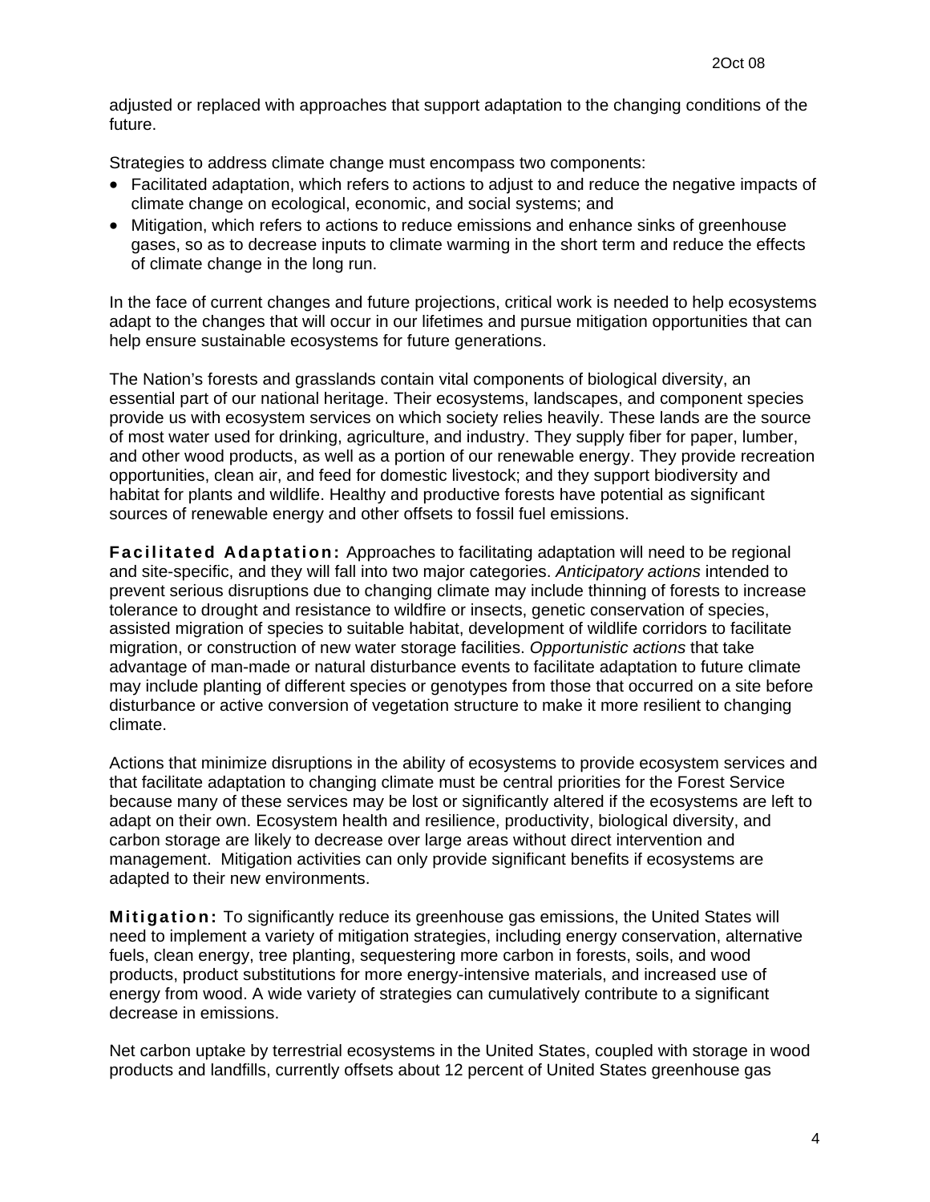adjusted or replaced with approaches that support adaptation to the changing conditions of the future.

Strategies to address climate change must encompass two components:

- Facilitated adaptation, which refers to actions to adjust to and reduce the negative impacts of climate change on ecological, economic, and social systems; and
- Mitigation, which refers to actions to reduce emissions and enhance sinks of greenhouse gases, so as to decrease inputs to climate warming in the short term and reduce the effects of climate change in the long run.

In the face of current changes and future projections, critical work is needed to help ecosystems adapt to the changes that will occur in our lifetimes and pursue mitigation opportunities that can help ensure sustainable ecosystems for future generations.

The Nation's forests and grasslands contain vital components of biological diversity, an essential part of our national heritage. Their ecosystems, landscapes, and component species provide us with ecosystem services on which society relies heavily. These lands are the source of most water used for drinking, agriculture, and industry. They supply fiber for paper, lumber, and other wood products, as well as a portion of our renewable energy. They provide recreation opportunities, clean air, and feed for domestic livestock; and they support biodiversity and habitat for plants and wildlife. Healthy and productive forests have potential as significant sources of renewable energy and other offsets to fossil fuel emissions.

**Facilitated Adaptation:** Approaches to facilitating adaptation will need to be regional and site-specific, and they will fall into two major categories. *Anticipatory actions* intended to prevent serious disruptions due to changing climate may include thinning of forests to increase tolerance to drought and resistance to wildfire or insects, genetic conservation of species, assisted migration of species to suitable habitat, development of wildlife corridors to facilitate migration, or construction of new water storage facilities. *Opportunistic actions* that take advantage of man-made or natural disturbance events to facilitate adaptation to future climate may include planting of different species or genotypes from those that occurred on a site before disturbance or active conversion of vegetation structure to make it more resilient to changing climate.

Actions that minimize disruptions in the ability of ecosystems to provide ecosystem services and that facilitate adaptation to changing climate must be central priorities for the Forest Service because many of these services may be lost or significantly altered if the ecosystems are left to adapt on their own. Ecosystem health and resilience, productivity, biological diversity, and carbon storage are likely to decrease over large areas without direct intervention and management. Mitigation activities can only provide significant benefits if ecosystems are adapted to their new environments.

**Mitigation:** To significantly reduce its greenhouse gas emissions, the United States will need to implement a variety of mitigation strategies, including energy conservation, alternative fuels, clean energy, tree planting, sequestering more carbon in forests, soils, and wood products, product substitutions for more energy-intensive materials, and increased use of energy from wood. A wide variety of strategies can cumulatively contribute to a significant decrease in emissions.

Net carbon uptake by terrestrial ecosystems in the United States, coupled with storage in wood products and landfills, currently offsets about 12 percent of United States greenhouse gas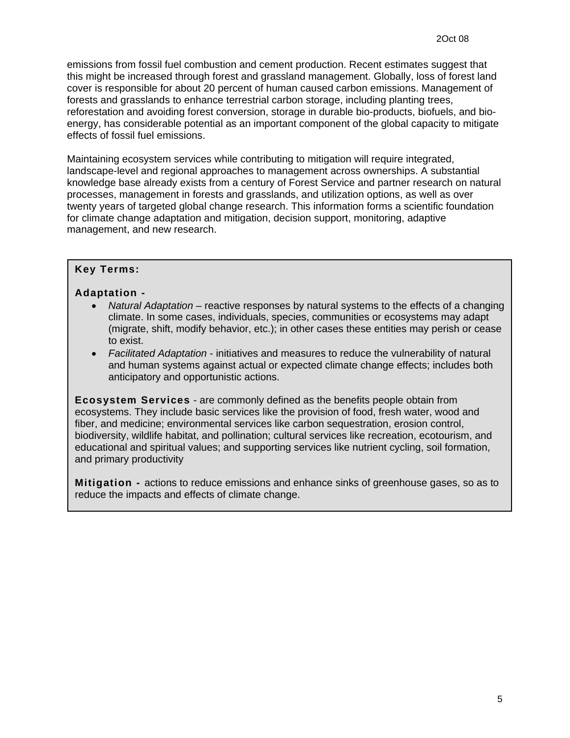emissions from fossil fuel combustion and cement production. Recent estimates suggest that this might be increased through forest and grassland management. Globally, loss of forest land cover is responsible for about 20 percent of human caused carbon emissions. Management of forests and grasslands to enhance terrestrial carbon storage, including planting trees, reforestation and avoiding forest conversion, storage in durable bio-products, biofuels, and bio-energy, has considerable potential as an important component of the global capacity to mitigate effects of fossil fuel emissions.

Maintaining ecosystem services while contributing to mitigation will require integrated, landscape-level and regional approaches to management across ownerships. A substantial knowledge base already exists from a century of Forest Service and partner research on natural processes, management in forests and grasslands, and utilization options, as well as over twenty years of targeted global change research. This information forms a scientific foundation for climate change adaptation and mitigation, decision support, monitoring, adaptive management, and new research.

**Key Terms:**

**Adaptation -**

- *Natural Adaptation* – reactive responses by natural systems to the effects of a changing climate. In some cases, individuals, species, communities or ecosystems may adapt (migrate, shift, modify behavior, etc.); in other cases these entities may perish or cease to exist.
- *Facilitated Adaptation* - initiatives and measures to reduce the vulnerability of natural and human systems against actual or expected climate change effects; includes both anticipatory and opportunistic actions.

**Ecosystem Services** - are commonly defined as the benefits people obtain from ecosystems. They include basic services like the provision of food, fresh water, wood and fiber, and medicine; environmental services like carbon sequestration, erosion control, biodiversity, wildlife habitat, and pollination; cultural services like recreation, ecotourism, and educational and spiritual values; and supporting services like nutrient cycling, soil formation, and primary productivity

**Mitigation -** actions to reduce emissions and enhance sinks of greenhouse gases, so as to reduce the impacts and effects of climate change.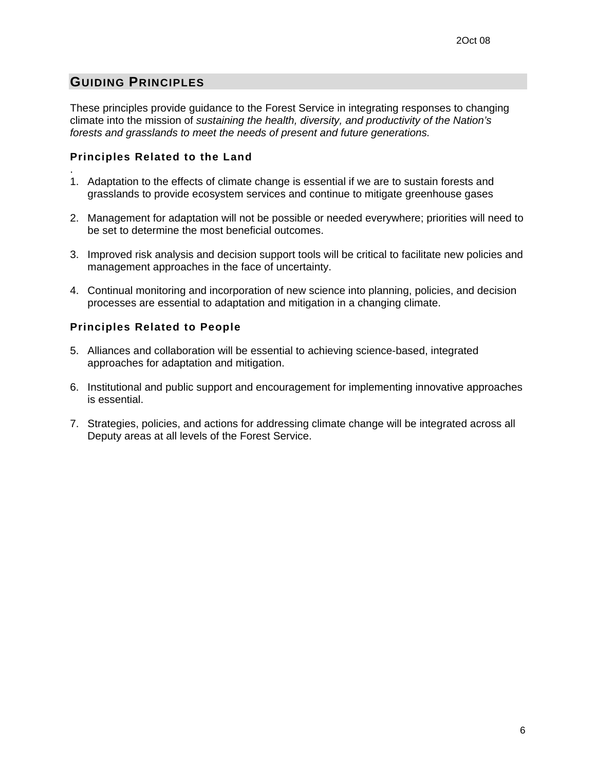## GUIDING PRINCIPLES

These principles provide guidance to the Forest Service in integrating responses to changing climate into the mission of *sustaining the health, diversity, and productivity of the Nation's forests and grasslands to meet the needs of present and future generations.*

### Principles Related to the Land

1. Adaptation to the effects of climate change is essential if we are to sustain forests and grasslands to provide ecosystem services and continue to mitigate greenhouse gases

2. Management for adaptation will not be possible or needed everywhere; priorities will need to be set to determine the most beneficial outcomes.

3. Improved risk analysis and decision support tools will be critical to facilitate new policies and management approaches in the face of uncertainty.

4. Continual monitoring and incorporation of new science into planning, policies, and decision processes are essential to adaptation and mitigation in a changing climate.

### Principles Related to People

5. Alliances and collaboration will be essential to achieving science-based, integrated approaches for adaptation and mitigation.

6. Institutional and public support and encouragement for implementing innovative approaches is essential.

7. Strategies, policies, and actions for addressing climate change will be integrated across all Deputy areas at all levels of the Forest Service.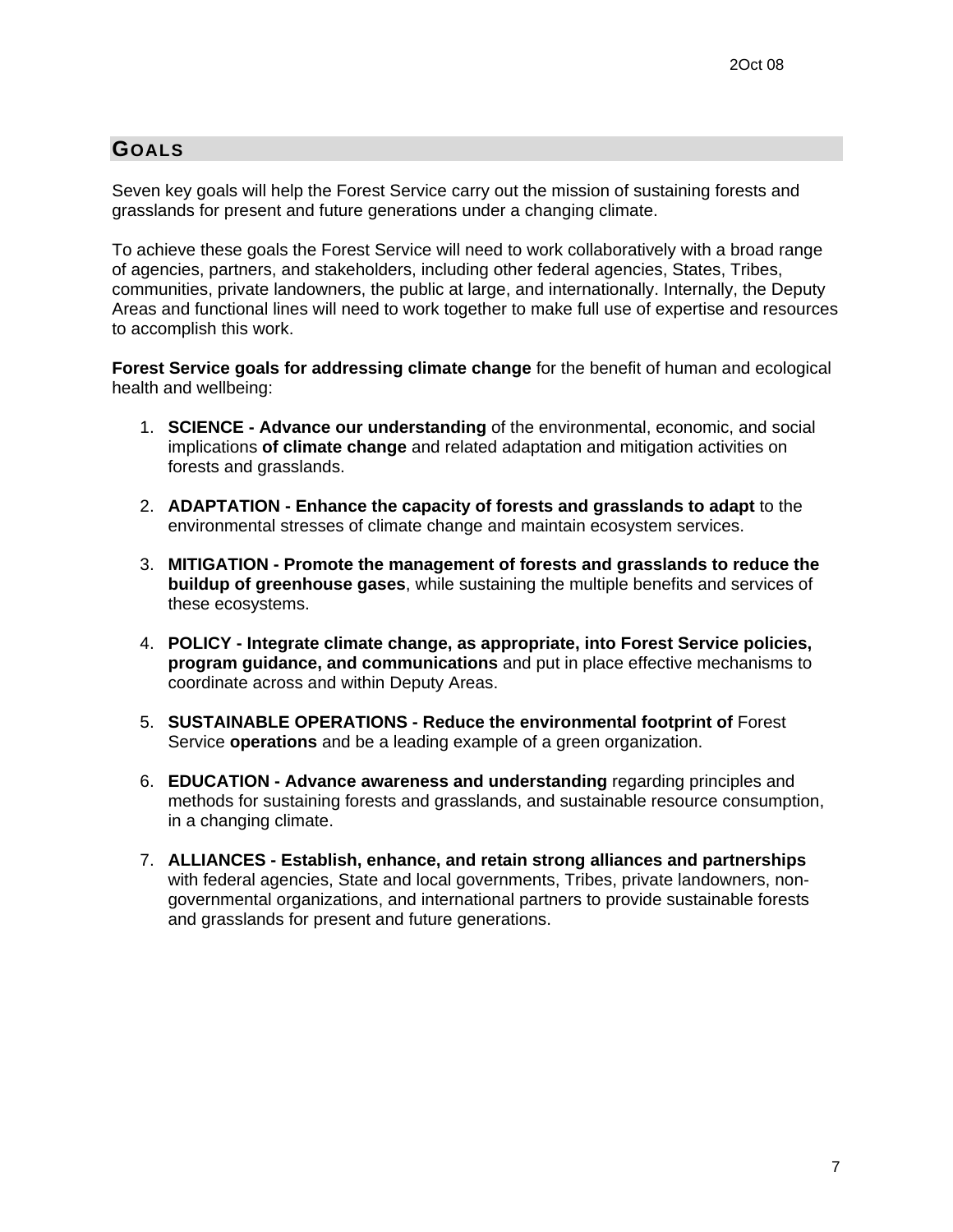## GOALS

Seven key goals will help the Forest Service carry out the mission of sustaining forests and grasslands for present and future generations under a changing climate.

To achieve these goals the Forest Service will need to work collaboratively with a broad range of agencies, partners, and stakeholders, including other federal agencies, States, Tribes, communities, private landowners, the public at large, and internationally. Internally, the Deputy Areas and functional lines will need to work together to make full use of expertise and resources to accomplish this work.

**Forest Service goals for addressing climate change** for the benefit of human and ecological health and wellbeing:

1. **SCIENCE - Advance our understanding** of the environmental, economic, and social implications **of climate change** and related adaptation and mitigation activities on forests and grasslands.

2. **ADAPTATION - Enhance the capacity of forests and grasslands to adapt** to the environmental stresses of climate change and maintain ecosystem services.

3. **MITIGATION - Promote the management of forests and grasslands to reduce the buildup of greenhouse gases**, while sustaining the multiple benefits and services of these ecosystems.

4. **POLICY - Integrate climate change, as appropriate, into Forest Service policies, program guidance, and communications** and put in place effective mechanisms to coordinate across and within Deputy Areas.

5. **SUSTAINABLE OPERATIONS - Reduce the environmental footprint of** Forest Service **operations** and be a leading example of a green organization.

6. **EDUCATION - Advance awareness and understanding** regarding principles and methods for sustaining forests and grasslands, and sustainable resource consumption, in a changing climate.

7. **ALLIANCES - Establish, enhance, and retain strong alliances and partnerships** with federal agencies, State and local governments, Tribes, private landowners, non-governmental organizations, and international partners to provide sustainable forests and grasslands for present and future generations.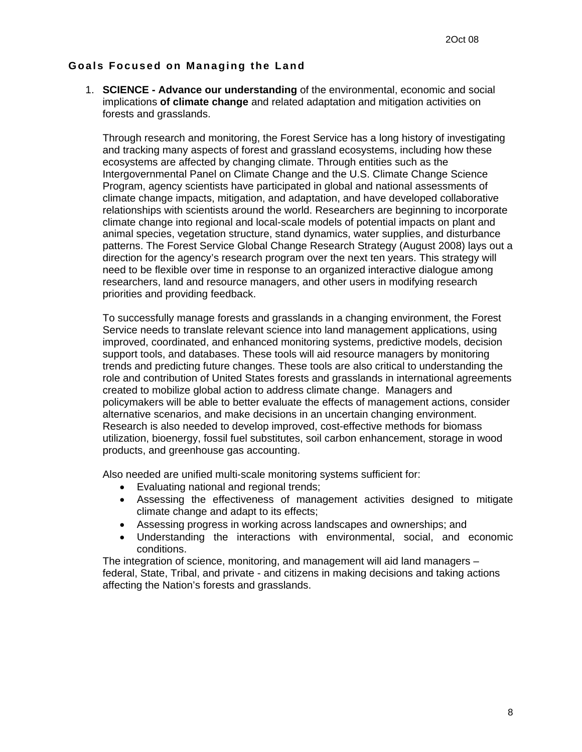## Goals Focused on Managing the Land

1. **SCIENCE - Advance our understanding** of the environmental, economic and social implications **of climate change** and related adaptation and mitigation activities on forests and grasslands.

   Through research and monitoring, the Forest Service has a long history of investigating and tracking many aspects of forest and grassland ecosystems, including how these ecosystems are affected by changing climate. Through entities such as the Intergovernmental Panel on Climate Change and the U.S. Climate Change Science Program, agency scientists have participated in global and national assessments of climate change impacts, mitigation, and adaptation, and have developed collaborative relationships with scientists around the world. Researchers are beginning to incorporate climate change into regional and local-scale models of potential impacts on plant and animal species, vegetation structure, stand dynamics, water supplies, and disturbance patterns. The Forest Service Global Change Research Strategy (August 2008) lays out a direction for the agency's research program over the next ten years. This strategy will need to be flexible over time in response to an organized interactive dialogue among researchers, land and resource managers, and other users in modifying research priorities and providing feedback.

   To successfully manage forests and grasslands in a changing environment, the Forest Service needs to translate relevant science into land management applications, using improved, coordinated, and enhanced monitoring systems, predictive models, decision support tools, and databases. These tools will aid resource managers by monitoring trends and predicting future changes. These tools are also critical to understanding the role and contribution of United States forests and grasslands in international agreements created to mobilize global action to address climate change. Managers and policymakers will be able to better evaluate the effects of management actions, consider alternative scenarios, and make decisions in an uncertain changing environment. Research is also needed to develop improved, cost-effective methods for biomass utilization, bioenergy, fossil fuel substitutes, soil carbon enhancement, storage in wood products, and greenhouse gas accounting.

   Also needed are unified multi-scale monitoring systems sufficient for:
   - Evaluating national and regional trends;
   - Assessing the effectiveness of management activities designed to mitigate climate change and adapt to its effects;
   - Assessing progress in working across landscapes and ownerships; and
   - Understanding the interactions with environmental, social, and economic conditions.

   The integration of science, monitoring, and management will aid land managers – federal, State, Tribal, and private - and citizens in making decisions and taking actions affecting the Nation's forests and grasslands.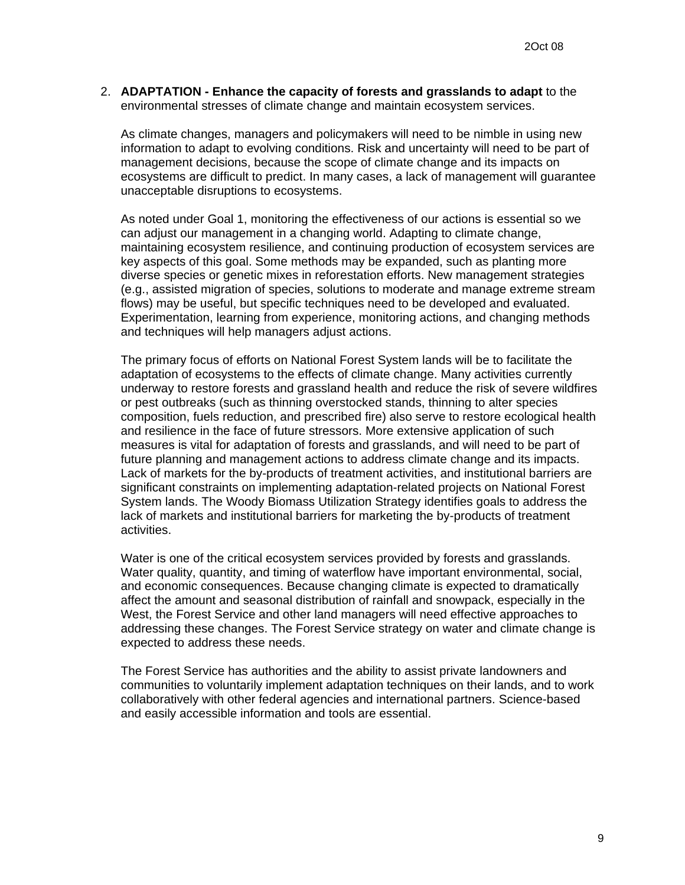2. **ADAPTATION - Enhance the capacity of forests and grasslands to adapt** to the environmental stresses of climate change and maintain ecosystem services.

   As climate changes, managers and policymakers will need to be nimble in using new information to adapt to evolving conditions. Risk and uncertainty will need to be part of management decisions, because the scope of climate change and its impacts on ecosystems are difficult to predict. In many cases, a lack of management will guarantee unacceptable disruptions to ecosystems.

   As noted under Goal 1, monitoring the effectiveness of our actions is essential so we can adjust our management in a changing world. Adapting to climate change, maintaining ecosystem resilience, and continuing production of ecosystem services are key aspects of this goal. Some methods may be expanded, such as planting more diverse species or genetic mixes in reforestation efforts. New management strategies (e.g., assisted migration of species, solutions to moderate and manage extreme stream flows) may be useful, but specific techniques need to be developed and evaluated. Experimentation, learning from experience, monitoring actions, and changing methods and techniques will help managers adjust actions.

   The primary focus of efforts on National Forest System lands will be to facilitate the adaptation of ecosystems to the effects of climate change. Many activities currently underway to restore forests and grassland health and reduce the risk of severe wildfires or pest outbreaks (such as thinning overstocked stands, thinning to alter species composition, fuels reduction, and prescribed fire) also serve to restore ecological health and resilience in the face of future stressors. More extensive application of such measures is vital for adaptation of forests and grasslands, and will need to be part of future planning and management actions to address climate change and its impacts. Lack of markets for the by-products of treatment activities, and institutional barriers are significant constraints on implementing adaptation-related projects on National Forest System lands. The Woody Biomass Utilization Strategy identifies goals to address the lack of markets and institutional barriers for marketing the by-products of treatment activities.

   Water is one of the critical ecosystem services provided by forests and grasslands. Water quality, quantity, and timing of waterflow have important environmental, social, and economic consequences. Because changing climate is expected to dramatically affect the amount and seasonal distribution of rainfall and snowpack, especially in the West, the Forest Service and other land managers will need effective approaches to addressing these changes. The Forest Service strategy on water and climate change is expected to address these needs.

   The Forest Service has authorities and the ability to assist private landowners and communities to voluntarily implement adaptation techniques on their lands, and to work collaboratively with other federal agencies and international partners. Science-based and easily accessible information and tools are essential.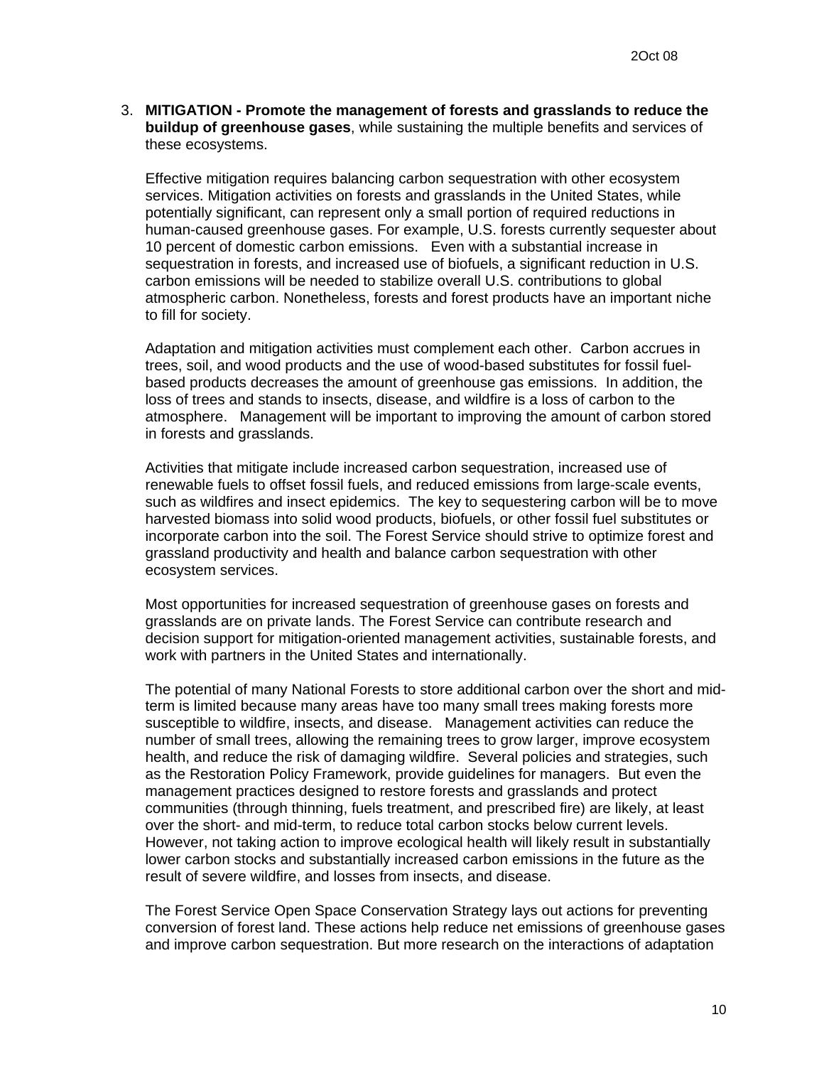3. **MITIGATION - Promote the management of forests and grasslands to reduce the buildup of greenhouse gases**, while sustaining the multiple benefits and services of these ecosystems.

   Effective mitigation requires balancing carbon sequestration with other ecosystem services. Mitigation activities on forests and grasslands in the United States, while potentially significant, can represent only a small portion of required reductions in human-caused greenhouse gases. For example, U.S. forests currently sequester about 10 percent of domestic carbon emissions. Even with a substantial increase in sequestration in forests, and increased use of biofuels, a significant reduction in U.S. carbon emissions will be needed to stabilize overall U.S. contributions to global atmospheric carbon. Nonetheless, forests and forest products have an important niche to fill for society.

   Adaptation and mitigation activities must complement each other. Carbon accrues in trees, soil, and wood products and the use of wood-based substitutes for fossil fuel-based products decreases the amount of greenhouse gas emissions. In addition, the loss of trees and stands to insects, disease, and wildfire is a loss of carbon to the atmosphere. Management will be important to improving the amount of carbon stored in forests and grasslands.

   Activities that mitigate include increased carbon sequestration, increased use of renewable fuels to offset fossil fuels, and reduced emissions from large-scale events, such as wildfires and insect epidemics. The key to sequestering carbon will be to move harvested biomass into solid wood products, biofuels, or other fossil fuel substitutes or incorporate carbon into the soil. The Forest Service should strive to optimize forest and grassland productivity and health and balance carbon sequestration with other ecosystem services.

   Most opportunities for increased sequestration of greenhouse gases on forests and grasslands are on private lands. The Forest Service can contribute research and decision support for mitigation-oriented management activities, sustainable forests, and work with partners in the United States and internationally.

   The potential of many National Forests to store additional carbon over the short and mid-term is limited because many areas have too many small trees making forests more susceptible to wildfire, insects, and disease. Management activities can reduce the number of small trees, allowing the remaining trees to grow larger, improve ecosystem health, and reduce the risk of damaging wildfire. Several policies and strategies, such as the Restoration Policy Framework, provide guidelines for managers. But even the management practices designed to restore forests and grasslands and protect communities (through thinning, fuels treatment, and prescribed fire) are likely, at least over the short- and mid-term, to reduce total carbon stocks below current levels. However, not taking action to improve ecological health will likely result in substantially lower carbon stocks and substantially increased carbon emissions in the future as the result of severe wildfire, and losses from insects, and disease.

   The Forest Service Open Space Conservation Strategy lays out actions for preventing conversion of forest land. These actions help reduce net emissions of greenhouse gases and improve carbon sequestration. But more research on the interactions of adaptation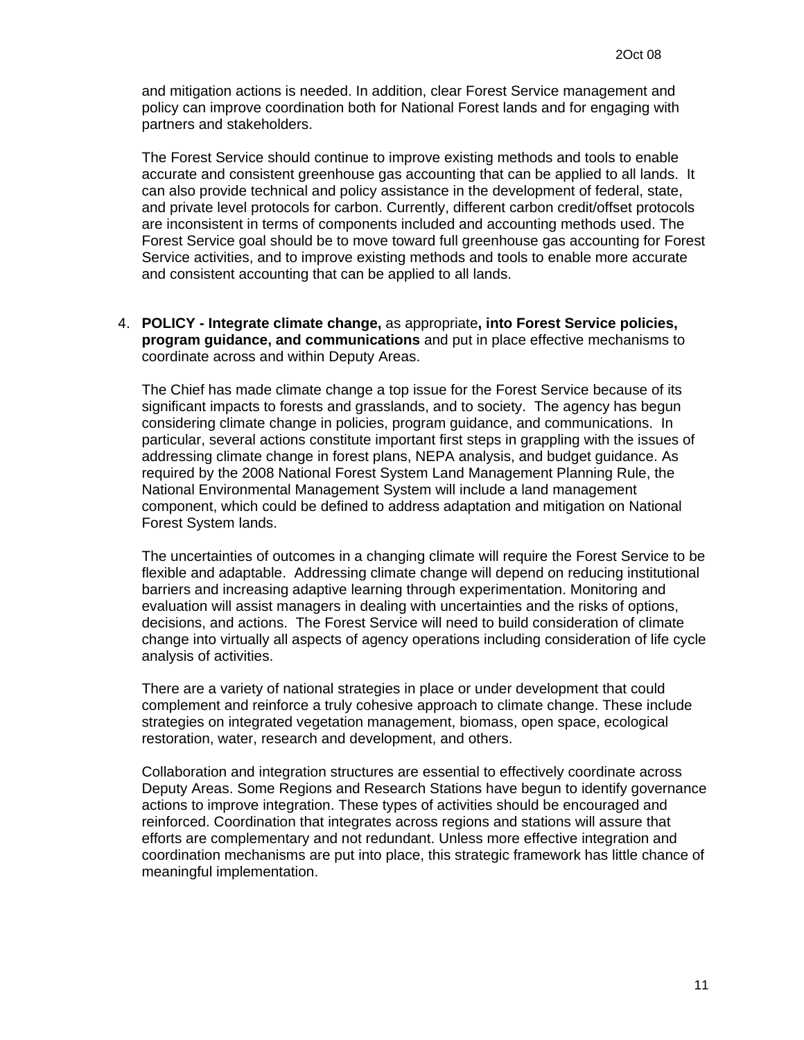and mitigation actions is needed. In addition, clear Forest Service management and policy can improve coordination both for National Forest lands and for engaging with partners and stakeholders.

The Forest Service should continue to improve existing methods and tools to enable accurate and consistent greenhouse gas accounting that can be applied to all lands. It can also provide technical and policy assistance in the development of federal, state, and private level protocols for carbon. Currently, different carbon credit/offset protocols are inconsistent in terms of components included and accounting methods used. The Forest Service goal should be to move toward full greenhouse gas accounting for Forest Service activities, and to improve existing methods and tools to enable more accurate and consistent accounting that can be applied to all lands.

4. **POLICY - Integrate climate change,** as appropriate**, into Forest Service policies, program guidance, and communications** and put in place effective mechanisms to coordinate across and within Deputy Areas.

   The Chief has made climate change a top issue for the Forest Service because of its significant impacts to forests and grasslands, and to society. The agency has begun considering climate change in policies, program guidance, and communications. In particular, several actions constitute important first steps in grappling with the issues of addressing climate change in forest plans, NEPA analysis, and budget guidance. As required by the 2008 National Forest System Land Management Planning Rule, the National Environmental Management System will include a land management component, which could be defined to address adaptation and mitigation on National Forest System lands.

   The uncertainties of outcomes in a changing climate will require the Forest Service to be flexible and adaptable. Addressing climate change will depend on reducing institutional barriers and increasing adaptive learning through experimentation. Monitoring and evaluation will assist managers in dealing with uncertainties and the risks of options, decisions, and actions. The Forest Service will need to build consideration of climate change into virtually all aspects of agency operations including consideration of life cycle analysis of activities.

   There are a variety of national strategies in place or under development that could complement and reinforce a truly cohesive approach to climate change. These include strategies on integrated vegetation management, biomass, open space, ecological restoration, water, research and development, and others.

   Collaboration and integration structures are essential to effectively coordinate across Deputy Areas. Some Regions and Research Stations have begun to identify governance actions to improve integration. These types of activities should be encouraged and reinforced. Coordination that integrates across regions and stations will assure that efforts are complementary and not redundant. Unless more effective integration and coordination mechanisms are put into place, this strategic framework has little chance of meaningful implementation.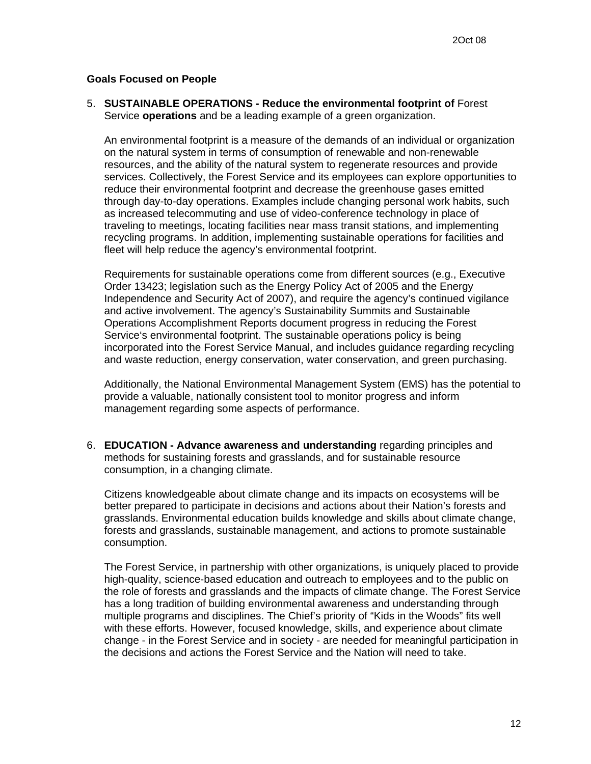**Goals Focused on People**

5. **SUSTAINABLE OPERATIONS - Reduce the environmental footprint of** Forest Service **operations** and be a leading example of a green organization.

   An environmental footprint is a measure of the demands of an individual or organization on the natural system in terms of consumption of renewable and non-renewable resources, and the ability of the natural system to regenerate resources and provide services. Collectively, the Forest Service and its employees can explore opportunities to reduce their environmental footprint and decrease the greenhouse gases emitted through day-to-day operations. Examples include changing personal work habits, such as increased telecommuting and use of video-conference technology in place of traveling to meetings, locating facilities near mass transit stations, and implementing recycling programs. In addition, implementing sustainable operations for facilities and fleet will help reduce the agency's environmental footprint.

   Requirements for sustainable operations come from different sources (e.g., Executive Order 13423; legislation such as the Energy Policy Act of 2005 and the Energy Independence and Security Act of 2007), and require the agency's continued vigilance and active involvement. The agency's Sustainability Summits and Sustainable Operations Accomplishment Reports document progress in reducing the Forest Service's environmental footprint. The sustainable operations policy is being incorporated into the Forest Service Manual, and includes guidance regarding recycling and waste reduction, energy conservation, water conservation, and green purchasing.

   Additionally, the National Environmental Management System (EMS) has the potential to provide a valuable, nationally consistent tool to monitor progress and inform management regarding some aspects of performance.

6. **EDUCATION - Advance awareness and understanding** regarding principles and methods for sustaining forests and grasslands, and for sustainable resource consumption, in a changing climate.

   Citizens knowledgeable about climate change and its impacts on ecosystems will be better prepared to participate in decisions and actions about their Nation's forests and grasslands. Environmental education builds knowledge and skills about climate change, forests and grasslands, sustainable management, and actions to promote sustainable consumption.

   The Forest Service, in partnership with other organizations, is uniquely placed to provide high-quality, science-based education and outreach to employees and to the public on the role of forests and grasslands and the impacts of climate change. The Forest Service has a long tradition of building environmental awareness and understanding through multiple programs and disciplines. The Chief's priority of "Kids in the Woods" fits well with these efforts. However, focused knowledge, skills, and experience about climate change - in the Forest Service and in society - are needed for meaningful participation in the decisions and actions the Forest Service and the Nation will need to take.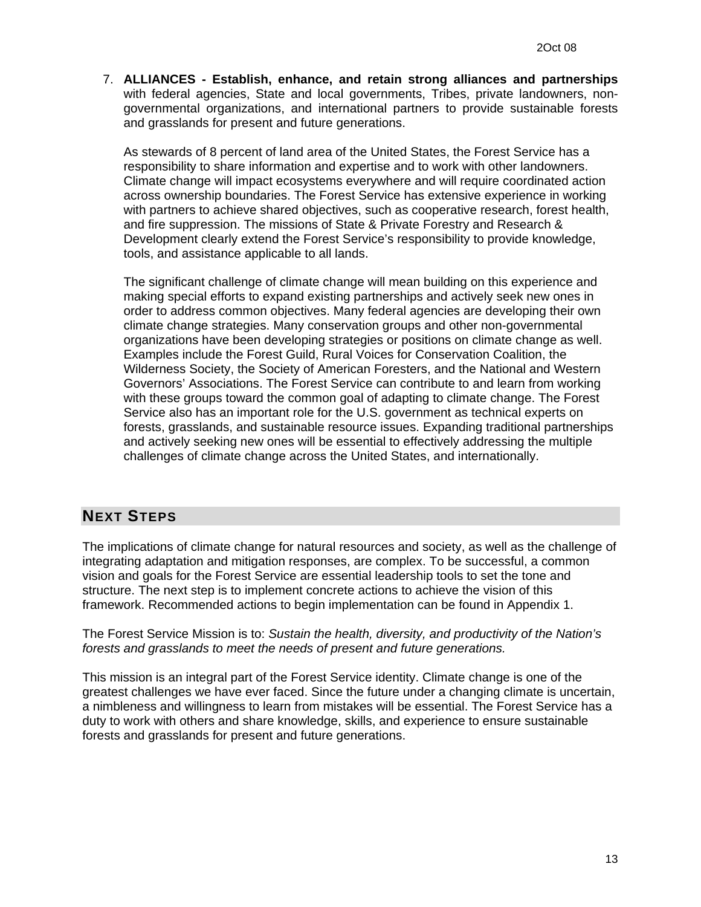7. **ALLIANCES - Establish, enhance, and retain strong alliances and partnerships** with federal agencies, State and local governments, Tribes, private landowners, non-governmental organizations, and international partners to provide sustainable forests and grasslands for present and future generations.

   As stewards of 8 percent of land area of the United States, the Forest Service has a responsibility to share information and expertise and to work with other landowners. Climate change will impact ecosystems everywhere and will require coordinated action across ownership boundaries. The Forest Service has extensive experience in working with partners to achieve shared objectives, such as cooperative research, forest health, and fire suppression. The missions of State & Private Forestry and Research & Development clearly extend the Forest Service's responsibility to provide knowledge, tools, and assistance applicable to all lands.

   The significant challenge of climate change will mean building on this experience and making special efforts to expand existing partnerships and actively seek new ones in order to address common objectives. Many federal agencies are developing their own climate change strategies. Many conservation groups and other non-governmental organizations have been developing strategies or positions on climate change as well. Examples include the Forest Guild, Rural Voices for Conservation Coalition, the Wilderness Society, the Society of American Foresters, and the National and Western Governors' Associations. The Forest Service can contribute to and learn from working with these groups toward the common goal of adapting to climate change. The Forest Service also has an important role for the U.S. government as technical experts on forests, grasslands, and sustainable resource issues. Expanding traditional partnerships and actively seeking new ones will be essential to effectively addressing the multiple challenges of climate change across the United States, and internationally.

## NEXT STEPS

The implications of climate change for natural resources and society, as well as the challenge of integrating adaptation and mitigation responses, are complex. To be successful, a common vision and goals for the Forest Service are essential leadership tools to set the tone and structure. The next step is to implement concrete actions to achieve the vision of this framework. Recommended actions to begin implementation can be found in Appendix 1.

The Forest Service Mission is to: *Sustain the health, diversity, and productivity of the Nation's forests and grasslands to meet the needs of present and future generations.*

This mission is an integral part of the Forest Service identity. Climate change is one of the greatest challenges we have ever faced. Since the future under a changing climate is uncertain, a nimbleness and willingness to learn from mistakes will be essential. The Forest Service has a duty to work with others and share knowledge, skills, and experience to ensure sustainable forests and grasslands for present and future generations.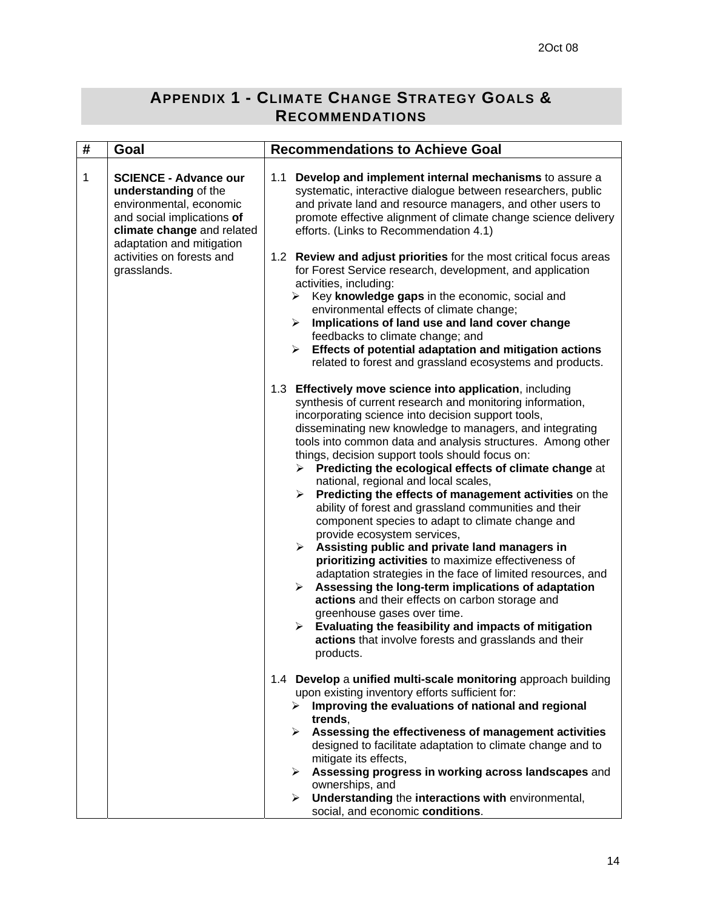## APPENDIX 1 - CLIMATE CHANGE STRATEGY GOALS & RECOMMENDATIONS

| # | Goal | Recommendations to Achieve Goal |
|---|---|---|
| 1 | **SCIENCE - Advance our understanding** of the environmental, economic and social implications **of climate change** and related adaptation and mitigation activities on forests and grasslands. | 1.1 **Develop and implement internal mechanisms** to assure a systematic, interactive dialogue between researchers, public and private land and resource managers, and other users to promote effective alignment of climate change science delivery efforts. (Links to Recommendation 4.1)<br><br>1.2 **Review and adjust priorities** for the most critical focus areas for Forest Service research, development, and application activities, including:<br>➢ Key **knowledge gaps** in the economic, social and environmental effects of climate change;<br>➢ **Implications of land use and land cover change** feedbacks to climate change; and<br>➢ **Effects of potential adaptation and mitigation actions** related to forest and grassland ecosystems and products.<br><br>1.3 **Effectively move science into application**, including synthesis of current research and monitoring information, incorporating science into decision support tools, disseminating new knowledge to managers, and integrating tools into common data and analysis structures. Among other things, decision support tools should focus on:<br>➢ **Predicting the ecological effects of climate change** at national, regional and local scales,<br>➢ **Predicting the effects of management activities** on the ability of forest and grassland communities and their component species to adapt to climate change and provide ecosystem services,<br>➢ **Assisting public and private land managers in prioritizing activities** to maximize effectiveness of adaptation strategies in the face of limited resources, and<br>➢ **Assessing the long-term implications of adaptation actions** and their effects on carbon storage and greenhouse gases over time.<br>➢ **Evaluating the feasibility and impacts of mitigation actions** that involve forests and grasslands and their products.<br><br>1.4 **Develop** a **unified multi-scale monitoring** approach building upon existing inventory efforts sufficient for:<br>➢ **Improving the evaluations of national and regional trends**,<br>➢ **Assessing the effectiveness of management activities** designed to facilitate adaptation to climate change and to mitigate its effects,<br>➢ **Assessing progress in working across landscapes** and ownerships, and<br>➢ **Understanding** the **interactions with** environmental, social, and economic **conditions**. |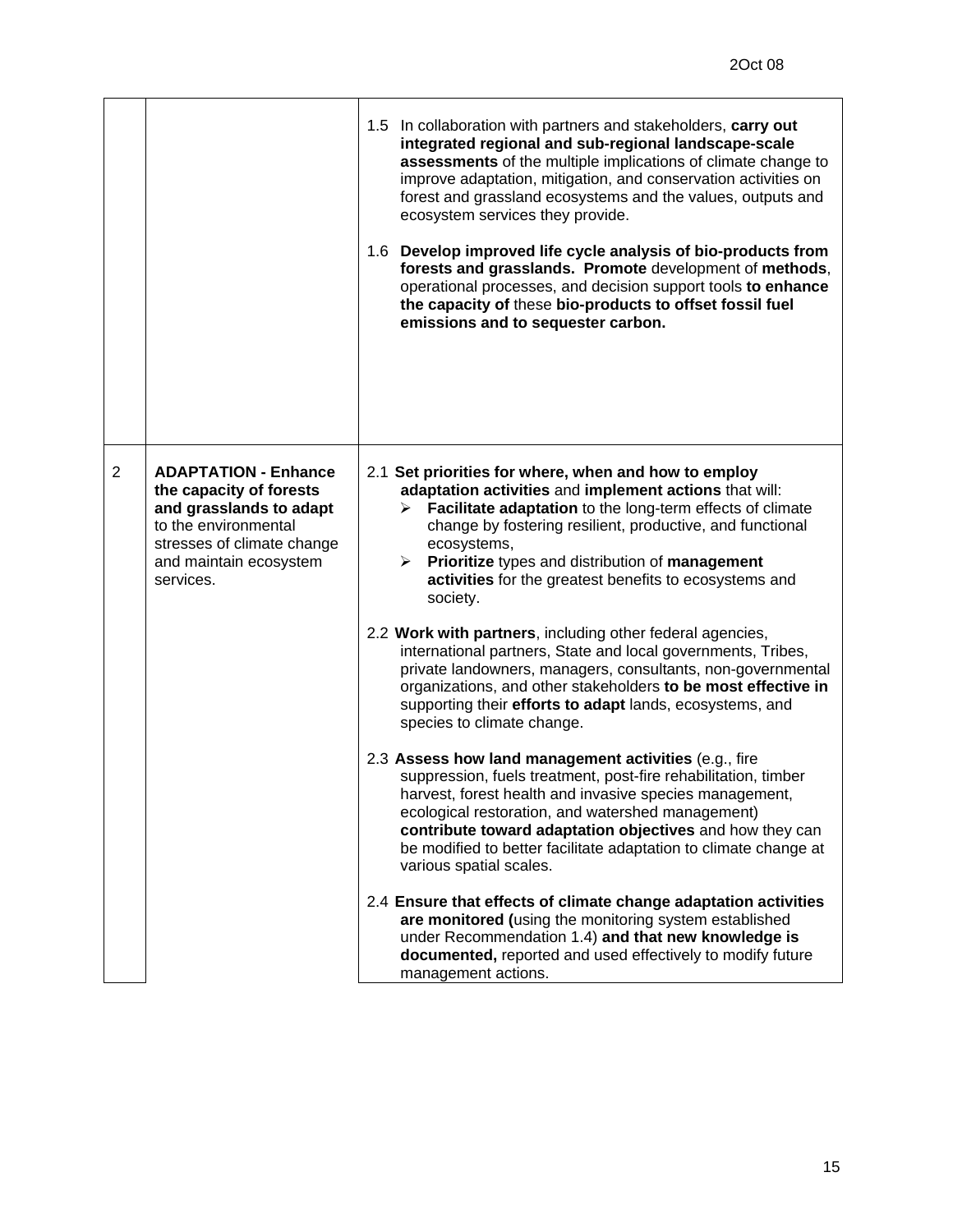| | | |
|---|---|---|
| | | 1.5 In collaboration with partners and stakeholders, **carry out integrated regional and sub-regional landscape-scale assessments** of the multiple implications of climate change to improve adaptation, mitigation, and conservation activities on forest and grassland ecosystems and the values, outputs and ecosystem services they provide.<br><br>1.6 **Develop improved life cycle analysis of bio-products from forests and grasslands. Promote** development of **methods**, operational processes, and decision support tools **to enhance the capacity of** these **bio-products to offset fossil fuel emissions and to sequester carbon.** |
| 2 | **ADAPTATION - Enhance the capacity of forests and grasslands to adapt** to the environmental stresses of climate change and maintain ecosystem services. | 2.1 **Set priorities for where, when and how to employ adaptation activities** and **implement actions** that will:<br>➢ **Facilitate adaptation** to the long-term effects of climate change by fostering resilient, productive, and functional ecosystems,<br>➢ **Prioritize** types and distribution of **management activities** for the greatest benefits to ecosystems and society.<br><br>2.2 **Work with partners**, including other federal agencies, international partners, State and local governments, Tribes, private landowners, managers, consultants, non-governmental organizations, and other stakeholders **to be most effective in** supporting their **efforts to adapt** lands, ecosystems, and species to climate change.<br><br>2.3 **Assess how land management activities** (e.g., fire suppression, fuels treatment, post-fire rehabilitation, timber harvest, forest health and invasive species management, ecological restoration, and watershed management) **contribute toward adaptation objectives** and how they can be modified to better facilitate adaptation to climate change at various spatial scales.<br><br>2.4 **Ensure that effects of climate change adaptation activities are monitored (**using the monitoring system established under Recommendation 1.4) **and that new knowledge is documented,** reported and used effectively to modify future management actions. |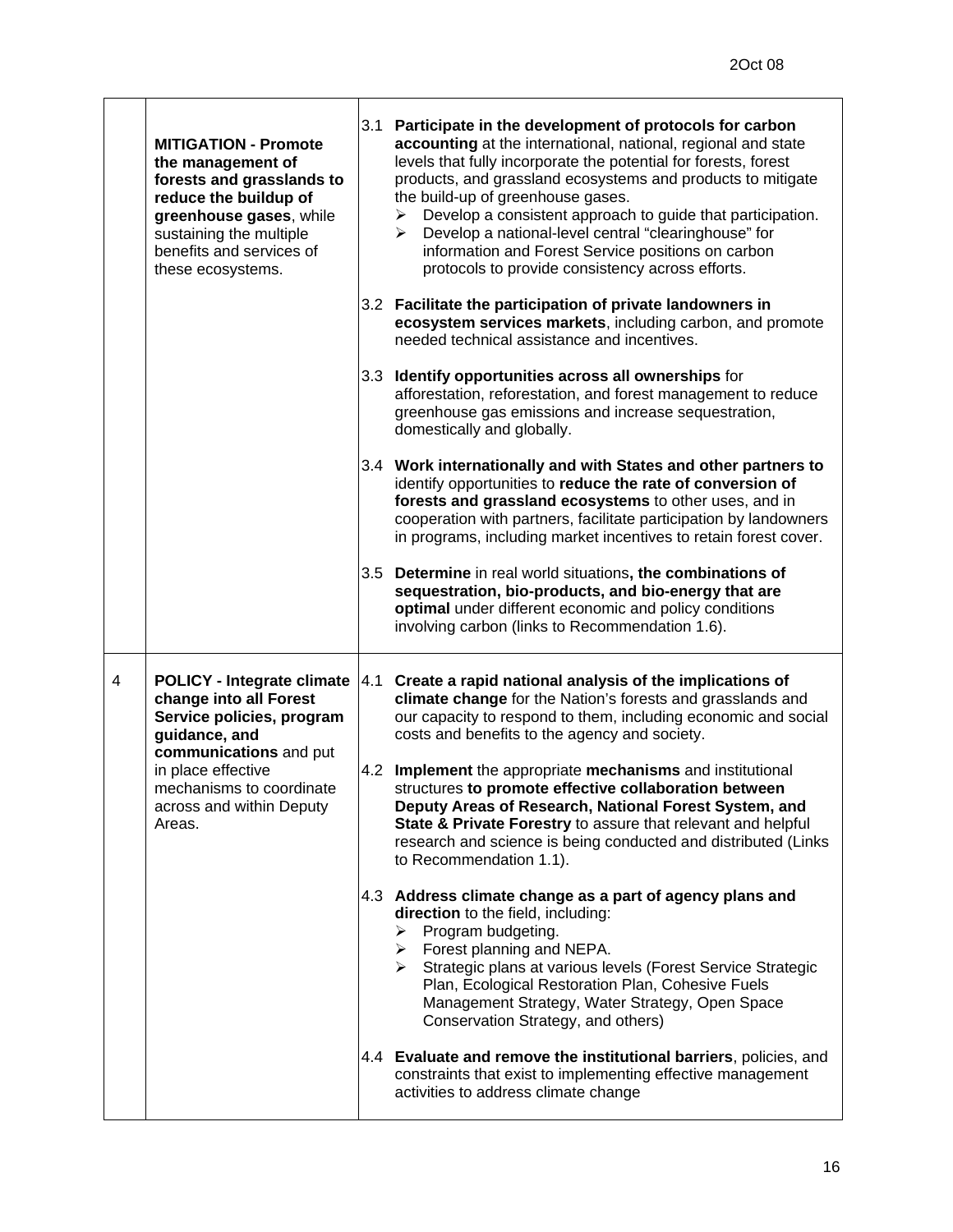| | | |
|---|---|---|
| | **MITIGATION - Promote the management of forests and grasslands to reduce the buildup of greenhouse gases**, while sustaining the multiple benefits and services of these ecosystems. | 3.1 **Participate in the development of protocols for carbon accounting** at the international, national, regional and state levels that fully incorporate the potential for forests, forest products, and grassland ecosystems and products to mitigate the build-up of greenhouse gases.<br>➢ Develop a consistent approach to guide that participation.<br>➢ Develop a national-level central "clearinghouse" for information and Forest Service positions on carbon protocols to provide consistency across efforts.<br><br>3.2 **Facilitate the participation of private landowners in ecosystem services markets**, including carbon, and promote needed technical assistance and incentives.<br><br>3.3 **Identify opportunities across all ownerships** for afforestation, reforestation, and forest management to reduce greenhouse gas emissions and increase sequestration, domestically and globally.<br><br>3.4 **Work internationally and with States and other partners to** identify opportunities to **reduce the rate of conversion of forests and grassland ecosystems** to other uses, and in cooperation with partners, facilitate participation by landowners in programs, including market incentives to retain forest cover.<br><br>3.5 **Determine** in real world situations**, the combinations of sequestration, bio-products, and bio-energy that are optimal** under different economic and policy conditions involving carbon (links to Recommendation 1.6). |
| 4 | **POLICY - Integrate climate change into all Forest Service policies, program guidance, and communications** and put in place effective mechanisms to coordinate across and within Deputy Areas. | 4.1 **Create a rapid national analysis of the implications of climate change** for the Nation's forests and grasslands and our capacity to respond to them, including economic and social costs and benefits to the agency and society.<br><br>4.2 **Implement** the appropriate **mechanisms** and institutional structures **to promote effective collaboration between Deputy Areas of Research, National Forest System, and State & Private Forestry** to assure that relevant and helpful research and science is being conducted and distributed (Links to Recommendation 1.1).<br><br>4.3 **Address climate change as a part of agency plans and direction** to the field, including:<br>➢ Program budgeting.<br>➢ Forest planning and NEPA.<br>➢ Strategic plans at various levels (Forest Service Strategic Plan, Ecological Restoration Plan, Cohesive Fuels Management Strategy, Water Strategy, Open Space Conservation Strategy, and others)<br><br>4.4 **Evaluate and remove the institutional barriers**, policies, and constraints that exist to implementing effective management activities to address climate change |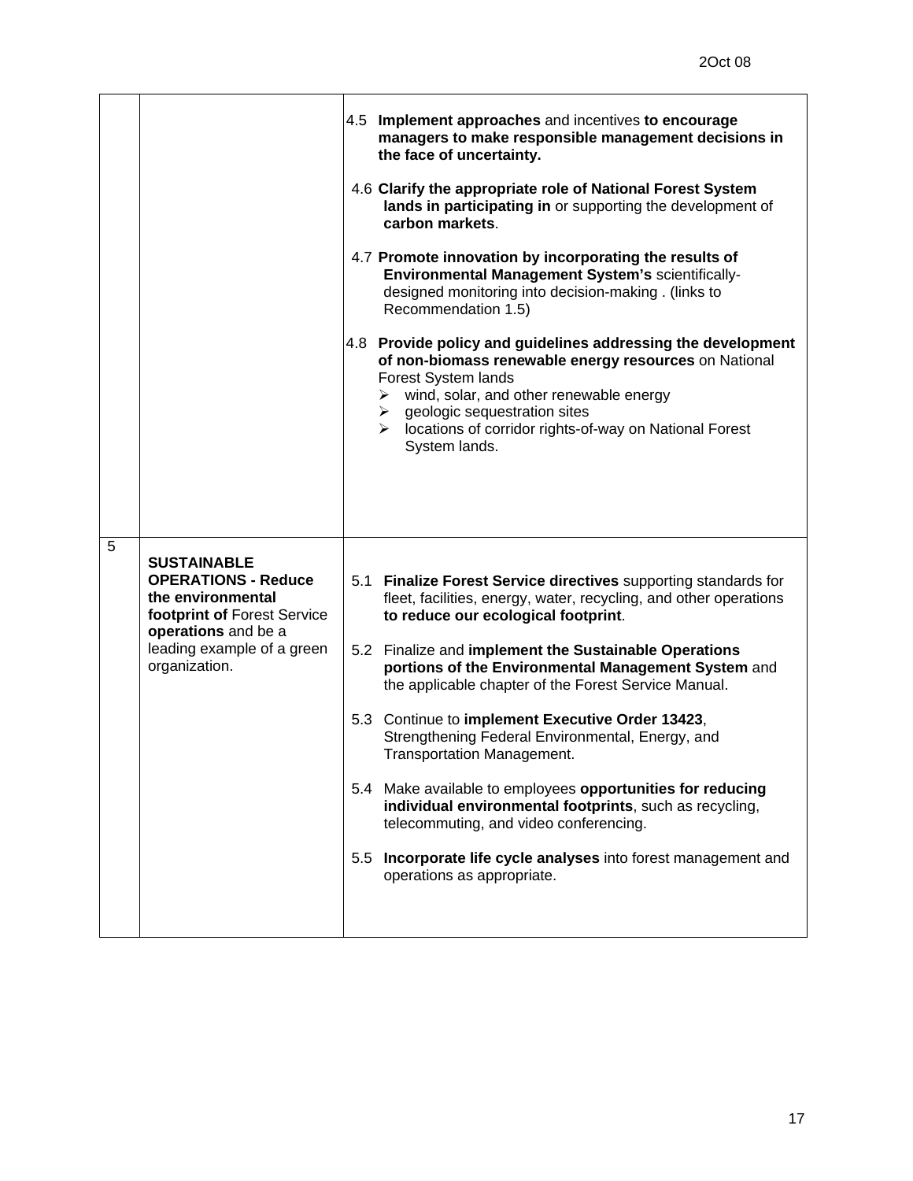| | | |
|---|---|---|
| | | 4.5 **Implement approaches** and incentives **to encourage managers to make responsible management decisions in the face of uncertainty.**<br><br>4.6 **Clarify the appropriate role of National Forest System lands in participating in** or supporting the development of **carbon markets**.<br><br>4.7 **Promote innovation by incorporating the results of Environmental Management System's** scientifically-designed monitoring into decision-making . (links to Recommendation 1.5)<br><br>4.8 **Provide policy and guidelines addressing the development of non-biomass renewable energy resources** on National Forest System lands<br>➢ wind, solar, and other renewable energy<br>➢ geologic sequestration sites<br>➢ locations of corridor rights-of-way on National Forest System lands. |
| 5 | **SUSTAINABLE OPERATIONS - Reduce the environmental footprint of** Forest Service **operations** and be a leading example of a green organization. | 5.1 **Finalize Forest Service directives** supporting standards for fleet, facilities, energy, water, recycling, and other operations **to reduce our ecological footprint**.<br><br>5.2 Finalize and **implement the Sustainable Operations portions of the Environmental Management System** and the applicable chapter of the Forest Service Manual.<br><br>5.3 Continue to **implement Executive Order 13423**, Strengthening Federal Environmental, Energy, and Transportation Management.<br><br>5.4 Make available to employees **opportunities for reducing individual environmental footprints**, such as recycling, telecommuting, and video conferencing.<br><br>5.5 **Incorporate life cycle analyses** into forest management and operations as appropriate. |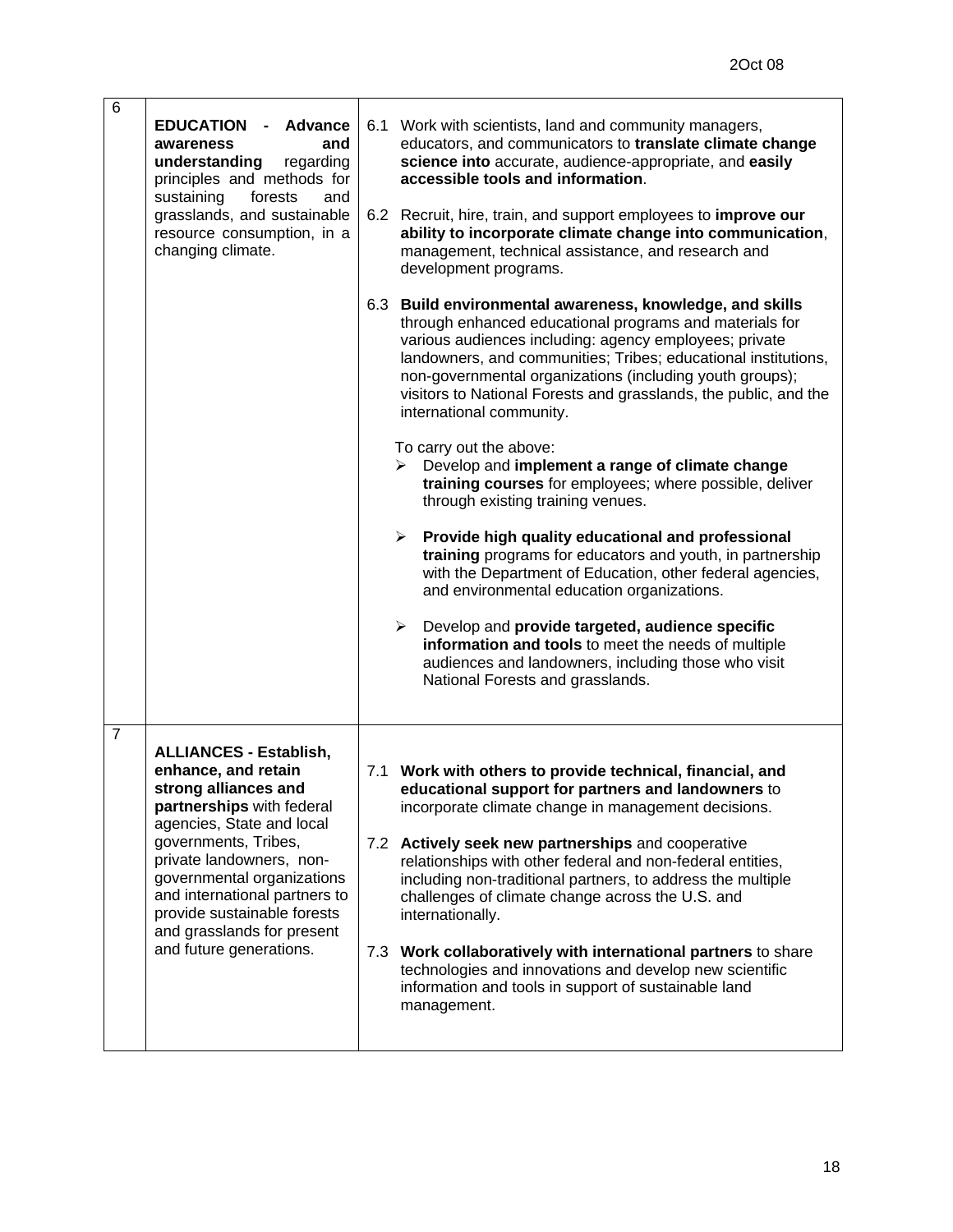| | | |
|---|---|---|
| 6 | **EDUCATION - Advance awareness and understanding** regarding principles and methods for sustaining forests and grasslands, and sustainable resource consumption, in a changing climate. | 6.1 Work with scientists, land and community managers, educators, and communicators to **translate climate change science into** accurate, audience-appropriate, and **easily accessible tools and information**.<br><br>6.2 Recruit, hire, train, and support employees to **improve our ability to incorporate climate change into communication**, management, technical assistance, and research and development programs.<br><br>6.3 **Build environmental awareness, knowledge, and skills** through enhanced educational programs and materials for various audiences including: agency employees; private landowners, and communities; Tribes; educational institutions, non-governmental organizations (including youth groups); visitors to National Forests and grasslands, the public, and the international community.<br><br>To carry out the above:<br>➢ Develop and **implement a range of climate change training courses** for employees; where possible, deliver through existing training venues.<br><br>➢ **Provide high quality educational and professional training** programs for educators and youth, in partnership with the Department of Education, other federal agencies, and environmental education organizations.<br><br>➢ Develop and **provide targeted, audience specific information and tools** to meet the needs of multiple audiences and landowners, including those who visit National Forests and grasslands. |
| 7 | **ALLIANCES - Establish, enhance, and retain strong alliances and partnerships** with federal agencies, State and local governments, Tribes, private landowners, non-governmental organizations and international partners to provide sustainable forests and grasslands for present and future generations. | 7.1 **Work with others to provide technical, financial, and educational support for partners and landowners** to incorporate climate change in management decisions.<br><br>7.2 **Actively seek new partnerships** and cooperative relationships with other federal and non-federal entities, including non-traditional partners, to address the multiple challenges of climate change across the U.S. and internationally.<br><br>7.3 **Work collaboratively with international partners** to share technologies and innovations and develop new scientific information and tools in support of sustainable land management. |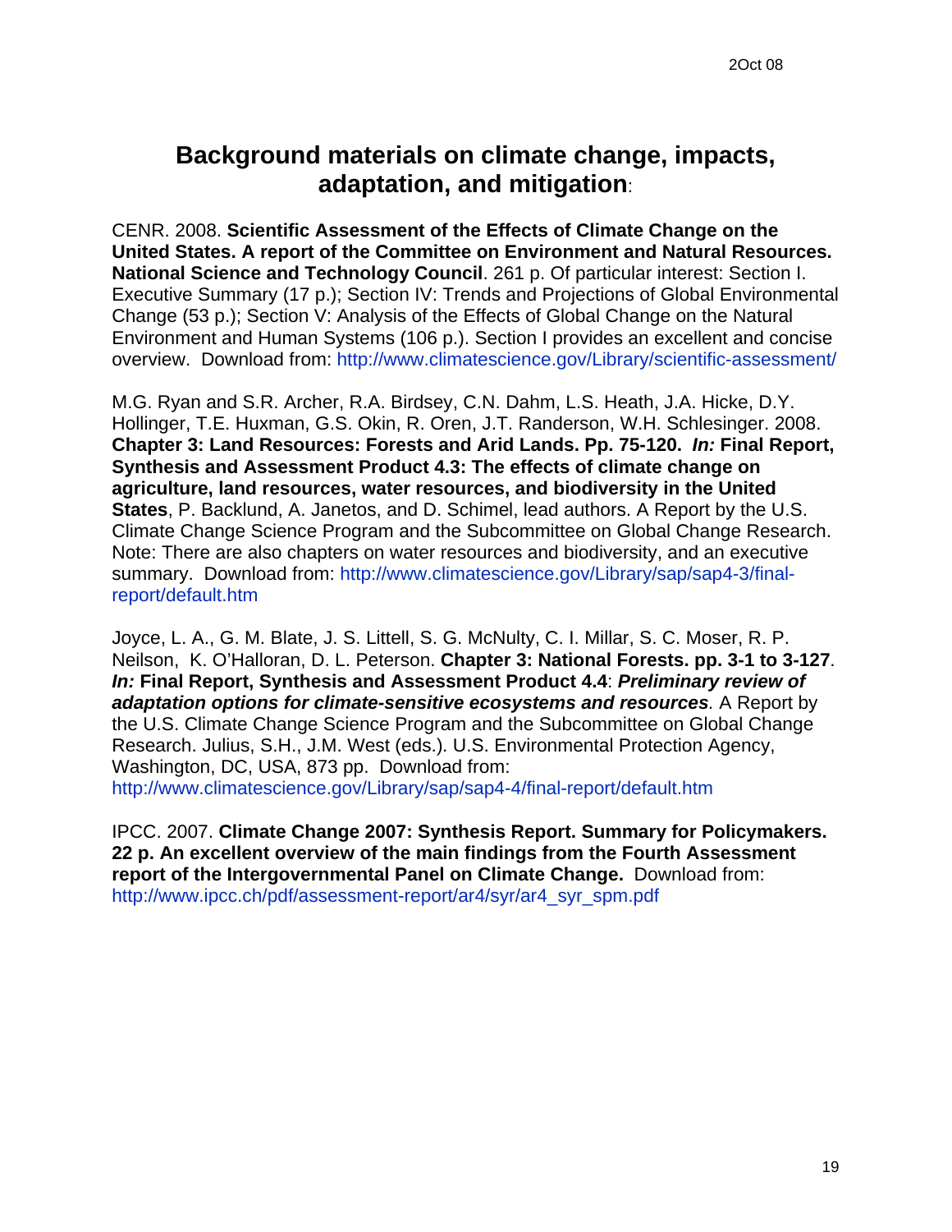2Oct 08

## Background materials on climate change, impacts, adaptation, and mitigation:

CENR. 2008. **Scientific Assessment of the Effects of Climate Change on the United States. A report of the Committee on Environment and Natural Resources. National Science and Technology Council**. 261 p. Of particular interest: Section I. Executive Summary (17 p.); Section IV: Trends and Projections of Global Environmental Change (53 p.); Section V: Analysis of the Effects of Global Change on the Natural Environment and Human Systems (106 p.). Section I provides an excellent and concise overview. Download from: http://www.climatescience.gov/Library/scientific-assessment/

M.G. Ryan and S.R. Archer, R.A. Birdsey, C.N. Dahm, L.S. Heath, J.A. Hicke, D.Y. Hollinger, T.E. Huxman, G.S. Okin, R. Oren, J.T. Randerson, W.H. Schlesinger. 2008. **Chapter 3: Land Resources: Forests and Arid Lands. Pp. 75-120.** ***In:*** **Final Report, Synthesis and Assessment Product 4.3: The effects of climate change on agriculture, land resources, water resources, and biodiversity in the United States**, P. Backlund, A. Janetos, and D. Schimel, lead authors. A Report by the U.S. Climate Change Science Program and the Subcommittee on Global Change Research. Note: There are also chapters on water resources and biodiversity, and an executive summary. Download from: http://www.climatescience.gov/Library/sap/sap4-3/final-report/default.htm

Joyce, L. A., G. M. Blate, J. S. Littell, S. G. McNulty, C. I. Millar, S. C. Moser, R. P. Neilson, K. O'Halloran, D. L. Peterson. **Chapter 3: National Forests. pp. 3-1 to 3-127**. ***In:*** **Final Report, Synthesis and Assessment Product 4.4**: ***Preliminary review of adaptation options for climate-sensitive ecosystems and resources***. A Report by the U.S. Climate Change Science Program and the Subcommittee on Global Change Research. Julius, S.H., J.M. West (eds.). U.S. Environmental Protection Agency, Washington, DC, USA, 873 pp. Download from: http://www.climatescience.gov/Library/sap/sap4-4/final-report/default.htm

IPCC. 2007. **Climate Change 2007: Synthesis Report. Summary for Policymakers. 22 p. An excellent overview of the main findings from the Fourth Assessment report of the Intergovernmental Panel on Climate Change.** Download from: http://www.ipcc.ch/pdf/assessment-report/ar4/syr/ar4_syr_spm.pdf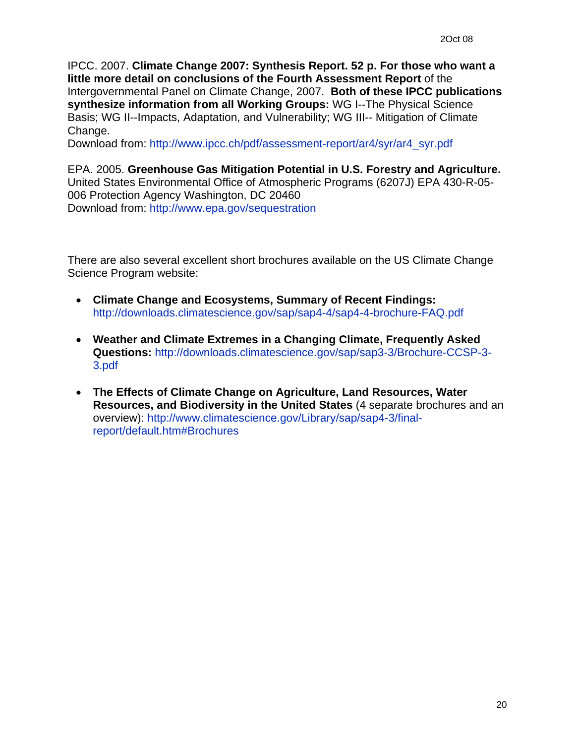IPCC. 2007. **Climate Change 2007: Synthesis Report. 52 p. For those who want a little more detail on conclusions of the Fourth Assessment Report** of the Intergovernmental Panel on Climate Change, 2007. **Both of these IPCC publications synthesize information from all Working Groups:** WG I--The Physical Science Basis; WG II--Impacts, Adaptation, and Vulnerability; WG III-- Mitigation of Climate Change.
Download from: http://www.ipcc.ch/pdf/assessment-report/ar4/syr/ar4_syr.pdf

EPA. 2005. **Greenhouse Gas Mitigation Potential in U.S. Forestry and Agriculture.** United States Environmental Office of Atmospheric Programs (6207J) EPA 430-R-05-006 Protection Agency Washington, DC 20460
Download from: http://www.epa.gov/sequestration

There are also several excellent short brochures available on the US Climate Change Science Program website:

- **Climate Change and Ecosystems, Summary of Recent Findings:** http://downloads.climatescience.gov/sap/sap4-4/sap4-4-brochure-FAQ.pdf

- **Weather and Climate Extremes in a Changing Climate, Frequently Asked Questions:** http://downloads.climatescience.gov/sap/sap3-3/Brochure-CCSP-3-3.pdf

- **The Effects of Climate Change on Agriculture, Land Resources, Water Resources, and Biodiversity in the United States** (4 separate brochures and an overview): http://www.climatescience.gov/Library/sap/sap4-3/final-report/default.htm#Brochures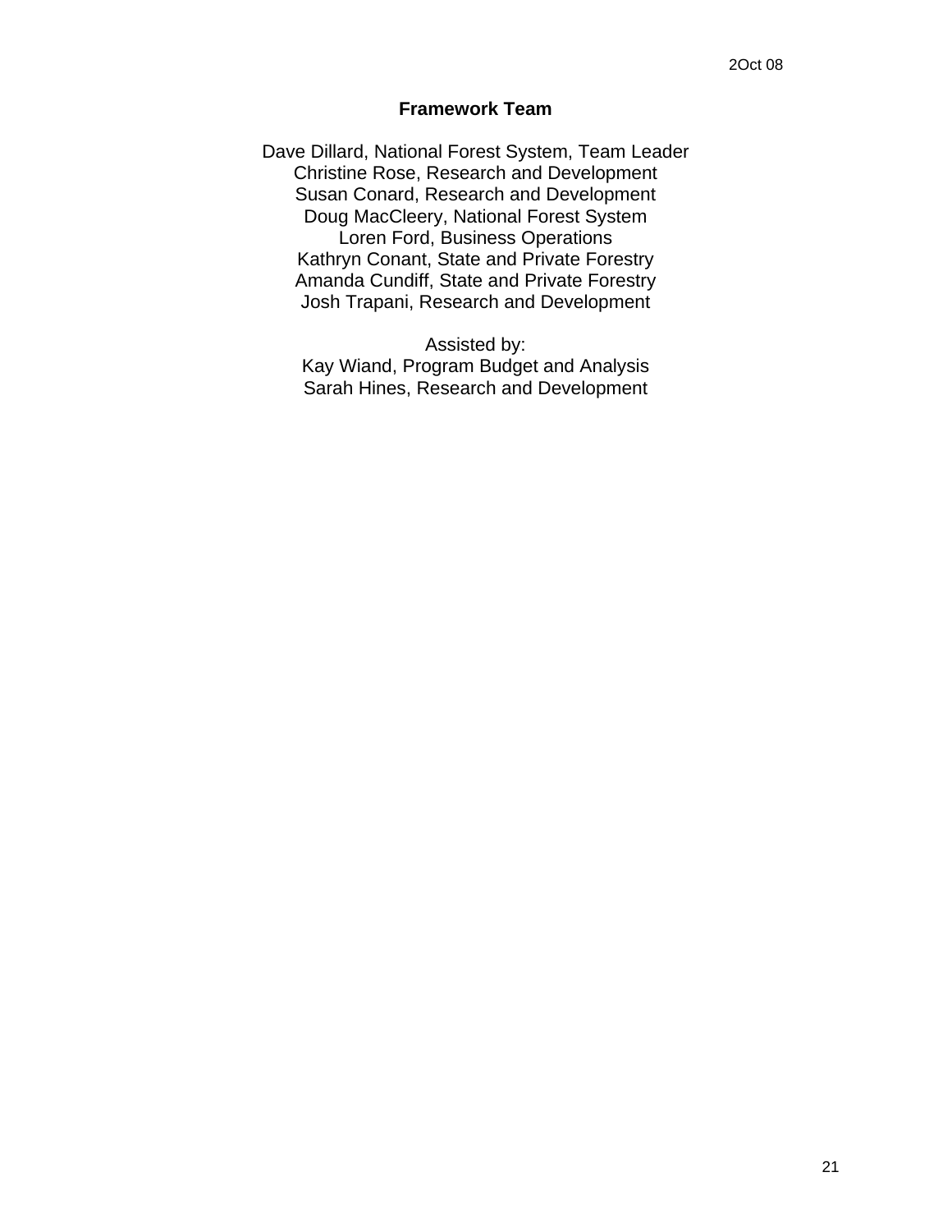2Oct 08

## Framework Team

Dave Dillard, National Forest System, Team Leader
Christine Rose, Research and Development
Susan Conard, Research and Development
Doug MacCleery, National Forest System
Loren Ford, Business Operations
Kathryn Conant, State and Private Forestry
Amanda Cundiff, State and Private Forestry
Josh Trapani, Research and Development

Assisted by:
Kay Wiand, Program Budget and Analysis
Sarah Hines, Research and Development